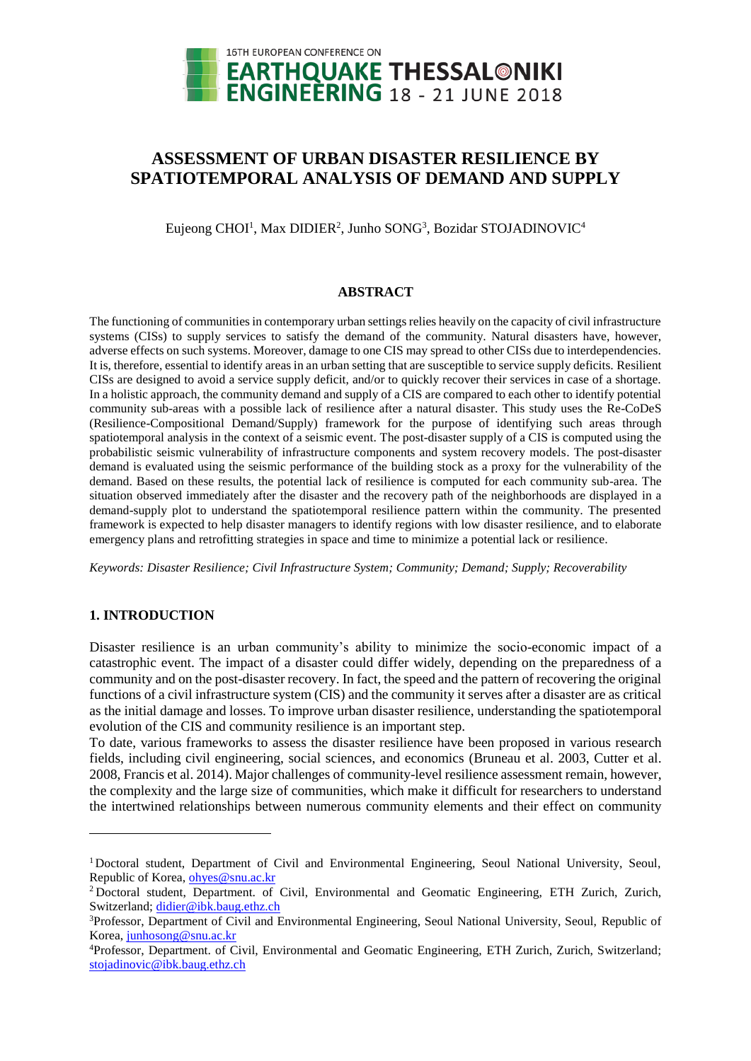# ASSESSMENT OF URBAN DISASTER RESILIENCE BY SPATIOTEMPORAL ANALYSIS OF DEMAND AND SUPPLY

Eujeong CHOI[1], Max DIDIER[2], Junho SONG[3], Bozidar STOJADINOVIC[4]

## ABSTRACT

The functioning of communities in contemporary urban settings relies heavily on the capacity of civil infrastructure systems (CISs) to supply services to satisfy the demand of the community. Natural disasters have, however, adverse effects on such systems. Moreover, damage to one CIS may spread to other CISs due to interdependencies. It is, therefore, essential to identify areas in an urban setting that are susceptible to service supply deficits. Resilient CISs are designed to avoid a service supply deficit, and/or to quickly recover their services in case of a shortage. In a holistic approach, the community demand and supply of a CIS are compared to each other to identify potential community sub-areas with a possible lack of resilience after a natural disaster. This study uses the Re-CoDeS (Resilience-Compositional Demand/Supply) framework for the purpose of identifying such areas through spatiotemporal analysis in the context of a seismic event. The post-disaster supply of a CIS is computed using the probabilistic seismic vulnerability of infrastructure components and system recovery models. The post-disaster demand is evaluated using the seismic performance of the building stock as a proxy for the vulnerability of the demand. Based on these results, the potential lack of resilience is computed for each community sub-area. The situation observed immediately after the disaster and the recovery path of the neighborhoods are displayed in a demand-supply plot to understand the spatiotemporal resilience pattern within the community. The presented framework is expected to help disaster managers to identify regions with low disaster resilience, and to elaborate emergency plans and retrofitting strategies in space and time to minimize a potential lack or resilience.

*Keywords: Disaster Resilience; Civil Infrastructure System; Community; Demand; Supply; Recoverability*

## 1. INTRODUCTION

Disaster resilience is an urban community's ability to minimize the socio-economic impact of a catastrophic event. The impact of a disaster could differ widely, depending on the preparedness of a community and on the post-disaster recovery. In fact, the speed and the pattern of recovering the original functions of a civil infrastructure system (CIS) and the community it serves after a disaster are as critical as the initial damage and losses. To improve urban disaster resilience, understanding the spatiotemporal evolution of the CIS and community resilience is an important step.

To date, various frameworks to assess the disaster resilience have been proposed in various research fields, including civil engineering, social sciences, and economics (Bruneau et al. 2003, Cutter et al. 2008, Francis et al. 2014). Major challenges of community-level resilience assessment remain, however, the complexity and the large size of communities, which make it difficult for researchers to understand the intertwined relationships between numerous community elements and their effect on community

---

[1] Doctoral student, Department of Civil and Environmental Engineering, Seoul National University, Seoul, Republic of Korea, ohyes@snu.ac.kr

[2] Doctoral student, Department. of Civil, Environmental and Geomatic Engineering, ETH Zurich, Zurich, Switzerland; didier@ibk.baug.ethz.ch

[3] Professor, Department of Civil and Environmental Engineering, Seoul National University, Seoul, Republic of Korea, junhosong@snu.ac.kr

[4] Professor, Department. of Civil, Environmental and Geomatic Engineering, ETH Zurich, Zurich, Switzerland; stojadinovic@ibk.baug.ethz.ch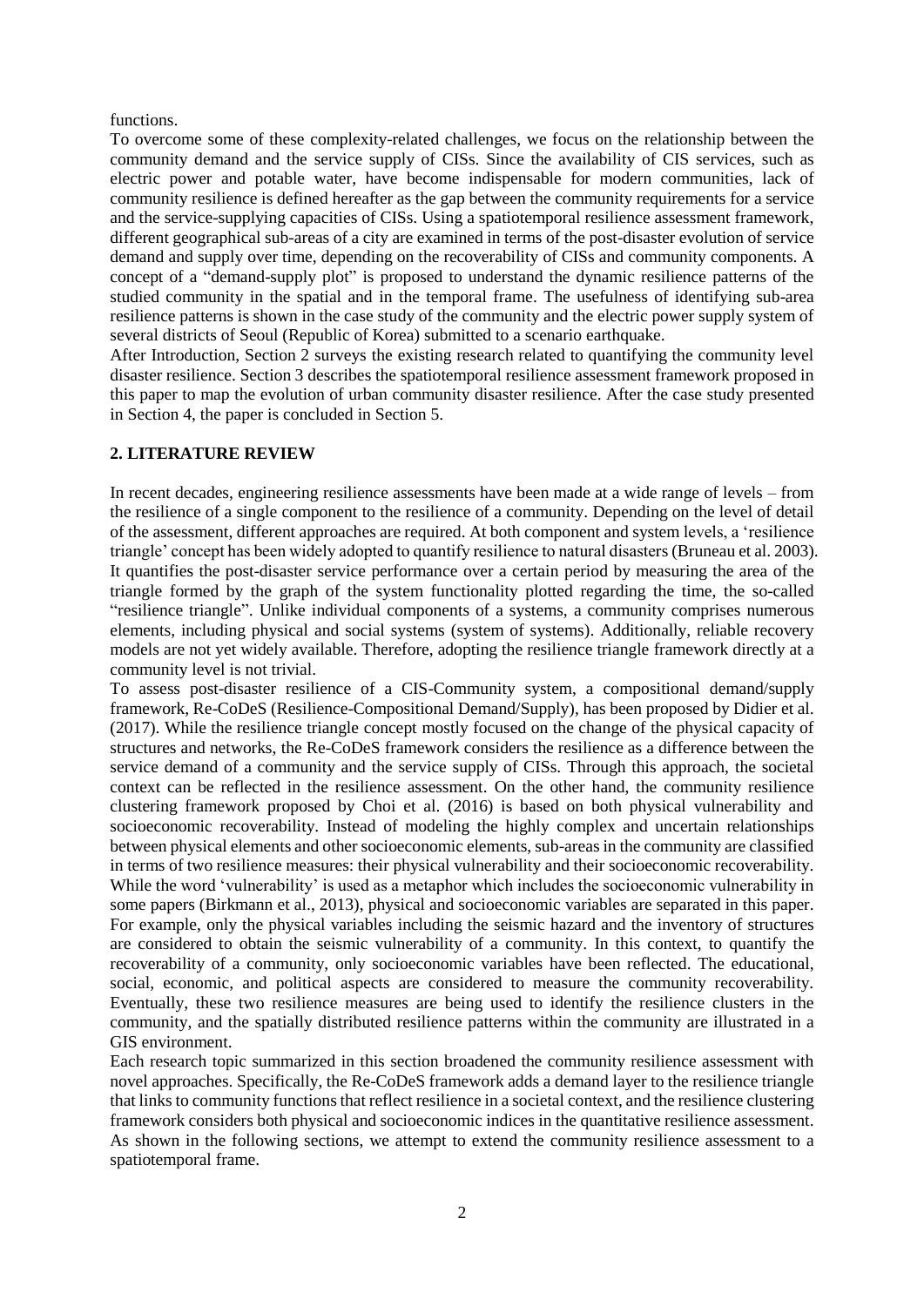functions.

To overcome some of these complexity-related challenges, we focus on the relationship between the community demand and the service supply of CISs. Since the availability of CIS services, such as electric power and potable water, have become indispensable for modern communities, lack of community resilience is defined hereafter as the gap between the community requirements for a service and the service-supplying capacities of CISs. Using a spatiotemporal resilience assessment framework, different geographical sub-areas of a city are examined in terms of the post-disaster evolution of service demand and supply over time, depending on the recoverability of CISs and community components. A concept of a "demand-supply plot" is proposed to understand the dynamic resilience patterns of the studied community in the spatial and in the temporal frame. The usefulness of identifying sub-area resilience patterns is shown in the case study of the community and the electric power supply system of several districts of Seoul (Republic of Korea) submitted to a scenario earthquake.

After Introduction, Section 2 surveys the existing research related to quantifying the community level disaster resilience. Section 3 describes the spatiotemporal resilience assessment framework proposed in this paper to map the evolution of urban community disaster resilience. After the case study presented in Section 4, the paper is concluded in Section 5.

## 2. LITERATURE REVIEW

In recent decades, engineering resilience assessments have been made at a wide range of levels – from the resilience of a single component to the resilience of a community. Depending on the level of detail of the assessment, different approaches are required. At both component and system levels, a 'resilience triangle' concept has been widely adopted to quantify resilience to natural disasters (Bruneau et al. 2003). It quantifies the post-disaster service performance over a certain period by measuring the area of the triangle formed by the graph of the system functionality plotted regarding the time, the so-called "resilience triangle". Unlike individual components of a systems, a community comprises numerous elements, including physical and social systems (system of systems). Additionally, reliable recovery models are not yet widely available. Therefore, adopting the resilience triangle framework directly at a community level is not trivial.

To assess post-disaster resilience of a CIS-Community system, a compositional demand/supply framework, Re-CoDeS (Resilience-Compositional Demand/Supply), has been proposed by Didier et al. (2017). While the resilience triangle concept mostly focused on the change of the physical capacity of structures and networks, the Re-CoDeS framework considers the resilience as a difference between the service demand of a community and the service supply of CISs. Through this approach, the societal context can be reflected in the resilience assessment. On the other hand, the community resilience clustering framework proposed by Choi et al. (2016) is based on both physical vulnerability and socioeconomic recoverability. Instead of modeling the highly complex and uncertain relationships between physical elements and other socioeconomic elements, sub-areas in the community are classified in terms of two resilience measures: their physical vulnerability and their socioeconomic recoverability. While the word 'vulnerability' is used as a metaphor which includes the socioeconomic vulnerability in some papers (Birkmann et al., 2013), physical and socioeconomic variables are separated in this paper. For example, only the physical variables including the seismic hazard and the inventory of structures are considered to obtain the seismic vulnerability of a community. In this context, to quantify the recoverability of a community, only socioeconomic variables have been reflected. The educational, social, economic, and political aspects are considered to measure the community recoverability. Eventually, these two resilience measures are being used to identify the resilience clusters in the community, and the spatially distributed resilience patterns within the community are illustrated in a GIS environment.

Each research topic summarized in this section broadened the community resilience assessment with novel approaches. Specifically, the Re-CoDeS framework adds a demand layer to the resilience triangle that links to community functions that reflect resilience in a societal context, and the resilience clustering framework considers both physical and socioeconomic indices in the quantitative resilience assessment. As shown in the following sections, we attempt to extend the community resilience assessment to a spatiotemporal frame.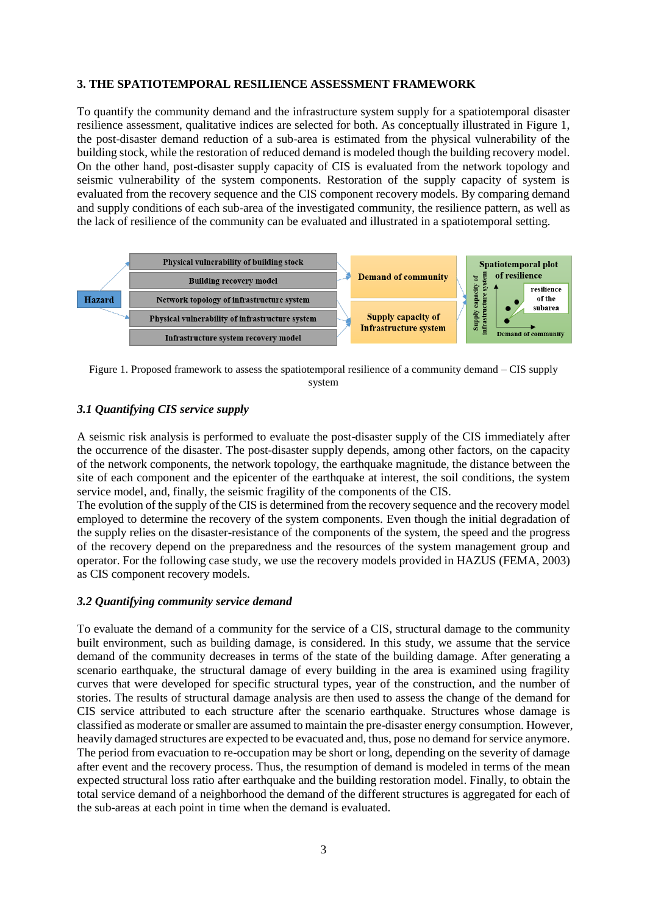## 3. THE SPATIOTEMPORAL RESILIENCE ASSESSMENT FRAMEWORK

To quantify the community demand and the infrastructure system supply for a spatiotemporal disaster resilience assessment, qualitative indices are selected for both. As conceptually illustrated in Figure 1, the post-disaster demand reduction of a sub-area is estimated from the physical vulnerability of the building stock, while the restoration of reduced demand is modeled though the building recovery model. On the other hand, post-disaster supply capacity of CIS is evaluated from the network topology and seismic vulnerability of the system components. Restoration of the supply capacity of system is evaluated from the recovery sequence and the CIS component recovery models. By comparing demand and supply conditions of each sub-area of the investigated community, the resilience pattern, as well as the lack of resilience of the community can be evaluated and illustrated in a spatiotemporal setting.

Figure 1. Proposed framework to assess the spatiotemporal resilience of a community demand – CIS supply system

### *3.1 Quantifying CIS service supply*

A seismic risk analysis is performed to evaluate the post-disaster supply of the CIS immediately after the occurrence of the disaster. The post-disaster supply depends, among other factors, on the capacity of the network components, the network topology, the earthquake magnitude, the distance between the site of each component and the epicenter of the earthquake at interest, the soil conditions, the system service model, and, finally, the seismic fragility of the components of the CIS.
The evolution of the supply of the CIS is determined from the recovery sequence and the recovery model employed to determine the recovery of the system components. Even though the initial degradation of the supply relies on the disaster-resistance of the components of the system, the speed and the progress of the recovery depend on the preparedness and the resources of the system management group and operator. For the following case study, we use the recovery models provided in HAZUS (FEMA, 2003) as CIS component recovery models.

### *3.2 Quantifying community service demand*

To evaluate the demand of a community for the service of a CIS, structural damage to the community built environment, such as building damage, is considered. In this study, we assume that the service demand of the community decreases in terms of the state of the building damage. After generating a scenario earthquake, the structural damage of every building in the area is examined using fragility curves that were developed for specific structural types, year of the construction, and the number of stories. The results of structural damage analysis are then used to assess the change of the demand for CIS service attributed to each structure after the scenario earthquake. Structures whose damage is classified as moderate or smaller are assumed to maintain the pre-disaster energy consumption. However, heavily damaged structures are expected to be evacuated and, thus, pose no demand for service anymore. The period from evacuation to re-occupation may be short or long, depending on the severity of damage after event and the recovery process. Thus, the resumption of demand is modeled in terms of the mean expected structural loss ratio after earthquake and the building restoration model. Finally, to obtain the total service demand of a neighborhood the demand of the different structures is aggregated for each of the sub-areas at each point in time when the demand is evaluated.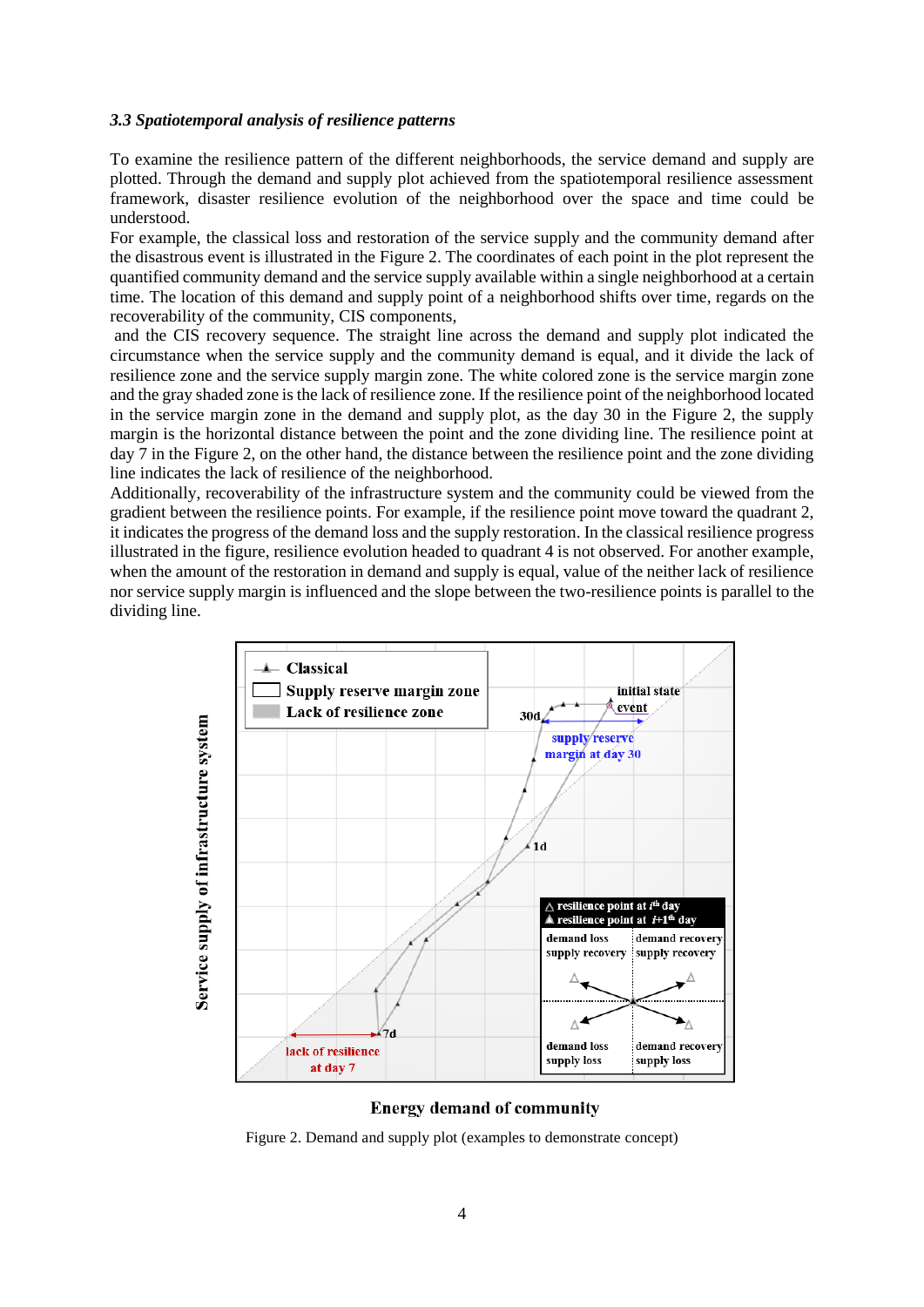### *3.3 Spatiotemporal analysis of resilience patterns*

To examine the resilience pattern of the different neighborhoods, the service demand and supply are plotted. Through the demand and supply plot achieved from the spatiotemporal resilience assessment framework, disaster resilience evolution of the neighborhood over the space and time could be understood.

For example, the classical loss and restoration of the service supply and the community demand after the disastrous event is illustrated in the Figure 2. The coordinates of each point in the plot represent the quantified community demand and the service supply available within a single neighborhood at a certain time. The location of this demand and supply point of a neighborhood shifts over time, regards on the recoverability of the community, CIS components,

and the CIS recovery sequence. The straight line across the demand and supply plot indicated the circumstance when the service supply and the community demand is equal, and it divide the lack of resilience zone and the service supply margin zone. The white colored zone is the service margin zone and the gray shaded zone is the lack of resilience zone. If the resilience point of the neighborhood located in the service margin zone in the demand and supply plot, as the day 30 in the Figure 2, the supply margin is the horizontal distance between the point and the zone dividing line. The resilience point at day 7 in the Figure 2, on the other hand, the distance between the resilience point and the zone dividing line indicates the lack of resilience of the neighborhood.

Additionally, recoverability of the infrastructure system and the community could be viewed from the gradient between the resilience points. For example, if the resilience point move toward the quadrant 2, it indicates the progress of the demand loss and the supply restoration. In the classical resilience progress illustrated in the figure, resilience evolution headed to quadrant 4 is not observed. For another example, when the amount of the restoration in demand and supply is equal, value of the neither lack of resilience nor service supply margin is influenced and the slope between the two-resilience points is parallel to the dividing line.

Figure 2. Demand and supply plot (examples to demonstrate concept)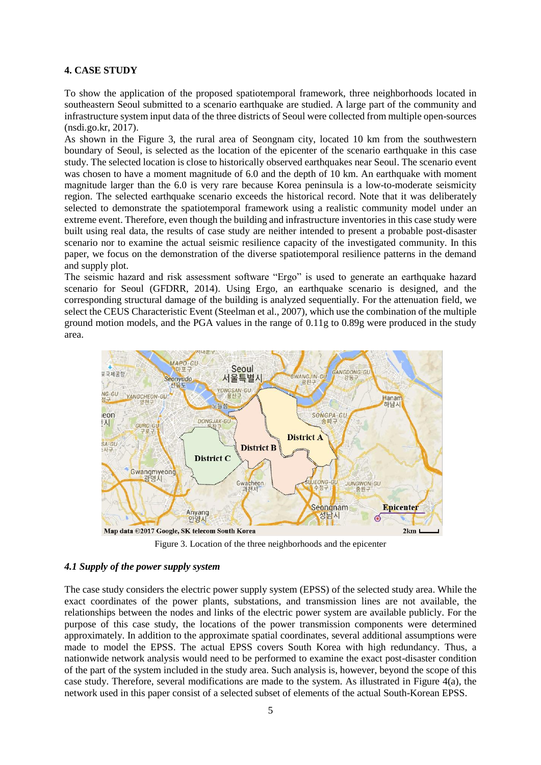## 4. CASE STUDY

To show the application of the proposed spatiotemporal framework, three neighborhoods located in southeastern Seoul submitted to a scenario earthquake are studied. A large part of the community and infrastructure system input data of the three districts of Seoul were collected from multiple open-sources (nsdi.go.kr, 2017).

As shown in the Figure 3, the rural area of Seongnam city, located 10 km from the southwestern boundary of Seoul, is selected as the location of the epicenter of the scenario earthquake in this case study. The selected location is close to historically observed earthquakes near Seoul. The scenario event was chosen to have a moment magnitude of 6.0 and the depth of 10 km. An earthquake with moment magnitude larger than the 6.0 is very rare because Korea peninsula is a low-to-moderate seismicity region. The selected earthquake scenario exceeds the historical record. Note that it was deliberately selected to demonstrate the spatiotemporal framework using a realistic community model under an extreme event. Therefore, even though the building and infrastructure inventories in this case study were built using real data, the results of case study are neither intended to present a probable post-disaster scenario nor to examine the actual seismic resilience capacity of the investigated community. In this paper, we focus on the demonstration of the diverse spatiotemporal resilience patterns in the demand and supply plot.

The seismic hazard and risk assessment software "Ergo" is used to generate an earthquake hazard scenario for Seoul (GFDRR, 2014). Using Ergo, an earthquake scenario is designed, and the corresponding structural damage of the building is analyzed sequentially. For the attenuation field, we select the CEUS Characteristic Event (Steelman et al., 2007), which use the combination of the multiple ground motion models, and the PGA values in the range of 0.11g to 0.89g were produced in the study area.

Figure 3. Location of the three neighborhoods and the epicenter

### *4.1 Supply of the power supply system*

The case study considers the electric power supply system (EPSS) of the selected study area. While the exact coordinates of the power plants, substations, and transmission lines are not available, the relationships between the nodes and links of the electric power system are available publicly. For the purpose of this case study, the locations of the power transmission components were determined approximately. In addition to the approximate spatial coordinates, several additional assumptions were made to model the EPSS. The actual EPSS covers South Korea with high redundancy. Thus, a nationwide network analysis would need to be performed to examine the exact post-disaster condition of the part of the system included in the study area. Such analysis is, however, beyond the scope of this case study. Therefore, several modifications are made to the system. As illustrated in Figure 4(a), the network used in this paper consist of a selected subset of elements of the actual South-Korean EPSS.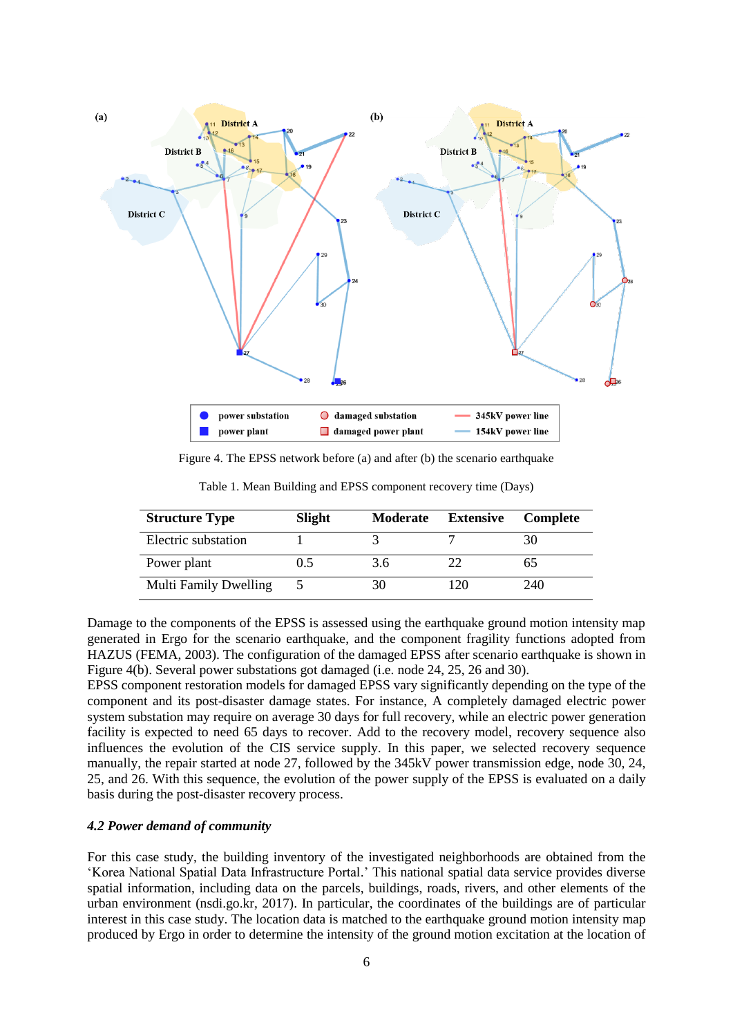Figure 4. The EPSS network before (a) and after (b) the scenario earthquake

Table 1. Mean Building and EPSS component recovery time (Days)

| Structure Type | Slight | Moderate | Extensive | Complete |
|---|---|---|---|---|
| Electric substation | 1 | 3 | 7 | 30 |
| Power plant | 0.5 | 3.6 | 22 | 65 |
| Multi Family Dwelling | 5 | 30 | 120 | 240 |

Damage to the components of the EPSS is assessed using the earthquake ground motion intensity map generated in Ergo for the scenario earthquake, and the component fragility functions adopted from HAZUS (FEMA, 2003). The configuration of the damaged EPSS after scenario earthquake is shown in Figure 4(b). Several power substations got damaged (i.e. node 24, 25, 26 and 30).

EPSS component restoration models for damaged EPSS vary significantly depending on the type of the component and its post-disaster damage states. For instance, A completely damaged electric power system substation may require on average 30 days for full recovery, while an electric power generation facility is expected to need 65 days to recover. Add to the recovery model, recovery sequence also influences the evolution of the CIS service supply. In this paper, we selected recovery sequence manually, the repair started at node 27, followed by the 345kV power transmission edge, node 30, 24, 25, and 26. With this sequence, the evolution of the power supply of the EPSS is evaluated on a daily basis during the post-disaster recovery process.

### *4.2 Power demand of community*

For this case study, the building inventory of the investigated neighborhoods are obtained from the 'Korea National Spatial Data Infrastructure Portal.' This national spatial data service provides diverse spatial information, including data on the parcels, buildings, roads, rivers, and other elements of the urban environment (nsdi.go.kr, 2017). In particular, the coordinates of the buildings are of particular interest in this case study. The location data is matched to the earthquake ground motion intensity map produced by Ergo in order to determine the intensity of the ground motion excitation at the location of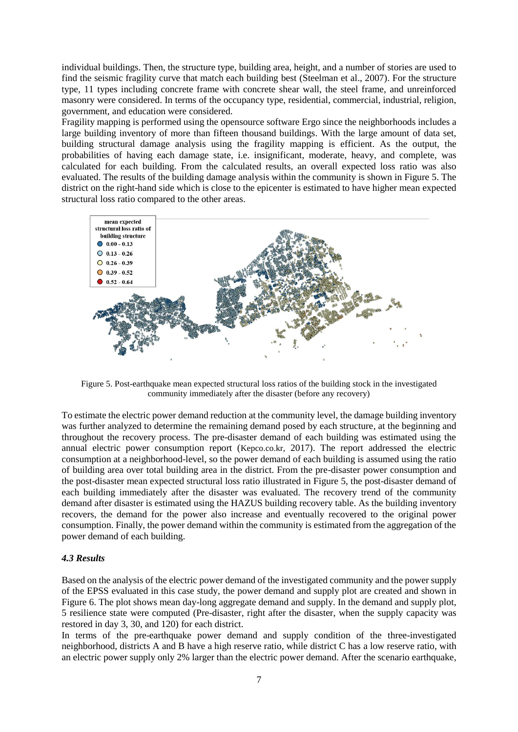individual buildings. Then, the structure type, building area, height, and a number of stories are used to find the seismic fragility curve that match each building best (Steelman et al., 2007). For the structure type, 11 types including concrete frame with concrete shear wall, the steel frame, and unreinforced masonry were considered. In terms of the occupancy type, residential, commercial, industrial, religion, government, and education were considered.

Fragility mapping is performed using the opensource software Ergo since the neighborhoods includes a large building inventory of more than fifteen thousand buildings. With the large amount of data set, building structural damage analysis using the fragility mapping is efficient. As the output, the probabilities of having each damage state, i.e. insignificant, moderate, heavy, and complete, was calculated for each building. From the calculated results, an overall expected loss ratio was also evaluated. The results of the building damage analysis within the community is shown in Figure 5. The district on the right-hand side which is close to the epicenter is estimated to have higher mean expected structural loss ratio compared to the other areas.

Figure 5. Post-earthquake mean expected structural loss ratios of the building stock in the investigated community immediately after the disaster (before any recovery)

To estimate the electric power demand reduction at the community level, the damage building inventory was further analyzed to determine the remaining demand posed by each structure, at the beginning and throughout the recovery process. The pre-disaster demand of each building was estimated using the annual electric power consumption report (Kepco.co.kr, 2017). The report addressed the electric consumption at a neighborhood-level, so the power demand of each building is assumed using the ratio of building area over total building area in the district. From the pre-disaster power consumption and the post-disaster mean expected structural loss ratio illustrated in Figure 5, the post-disaster demand of each building immediately after the disaster was evaluated. The recovery trend of the community demand after disaster is estimated using the HAZUS building recovery table. As the building inventory recovers, the demand for the power also increase and eventually recovered to the original power consumption. Finally, the power demand within the community is estimated from the aggregation of the power demand of each building.

### *4.3 Results*

Based on the analysis of the electric power demand of the investigated community and the power supply of the EPSS evaluated in this case study, the power demand and supply plot are created and shown in Figure 6. The plot shows mean day-long aggregate demand and supply. In the demand and supply plot, 5 resilience state were computed (Pre-disaster, right after the disaster, when the supply capacity was restored in day 3, 30, and 120) for each district.

In terms of the pre-earthquake power demand and supply condition of the three-investigated neighborhood, districts A and B have a high reserve ratio, while district C has a low reserve ratio, with an electric power supply only 2% larger than the electric power demand. After the scenario earthquake,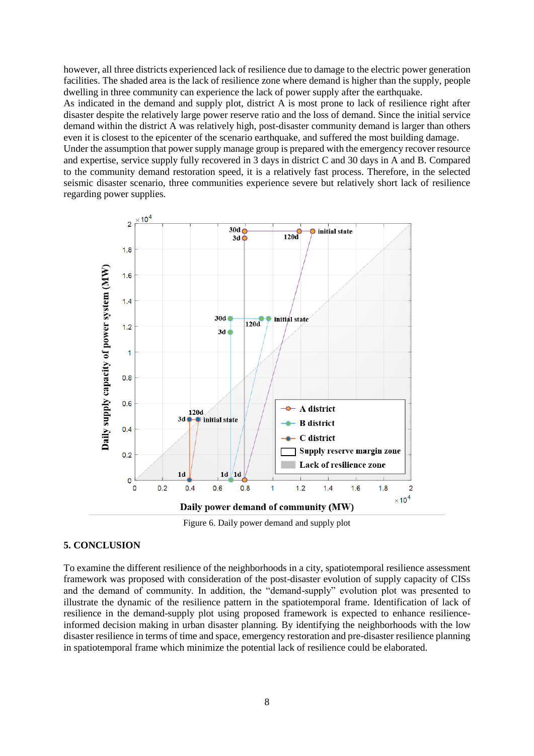however, all three districts experienced lack of resilience due to damage to the electric power generation facilities. The shaded area is the lack of resilience zone where demand is higher than the supply, people dwelling in three community can experience the lack of power supply after the earthquake.

As indicated in the demand and supply plot, district A is most prone to lack of resilience right after disaster despite the relatively large power reserve ratio and the loss of demand. Since the initial service demand within the district A was relatively high, post-disaster community demand is larger than others even it is closest to the epicenter of the scenario earthquake, and suffered the most building damage.

Under the assumption that power supply manage group is prepared with the emergency recover resource and expertise, service supply fully recovered in 3 days in district C and 30 days in A and B. Compared to the community demand restoration speed, it is a relatively fast process. Therefore, in the selected seismic disaster scenario, three communities experience severe but relatively short lack of resilience regarding power supplies.

Figure 6. Daily power demand and supply plot

## 5. CONCLUSION

To examine the different resilience of the neighborhoods in a city, spatiotemporal resilience assessment framework was proposed with consideration of the post-disaster evolution of supply capacity of CISs and the demand of community. In addition, the "demand-supply" evolution plot was presented to illustrate the dynamic of the resilience pattern in the spatiotemporal frame. Identification of lack of resilience in the demand-supply plot using proposed framework is expected to enhance resilience-informed decision making in urban disaster planning. By identifying the neighborhoods with the low disaster resilience in terms of time and space, emergency restoration and pre-disaster resilience planning in spatiotemporal frame which minimize the potential lack of resilience could be elaborated.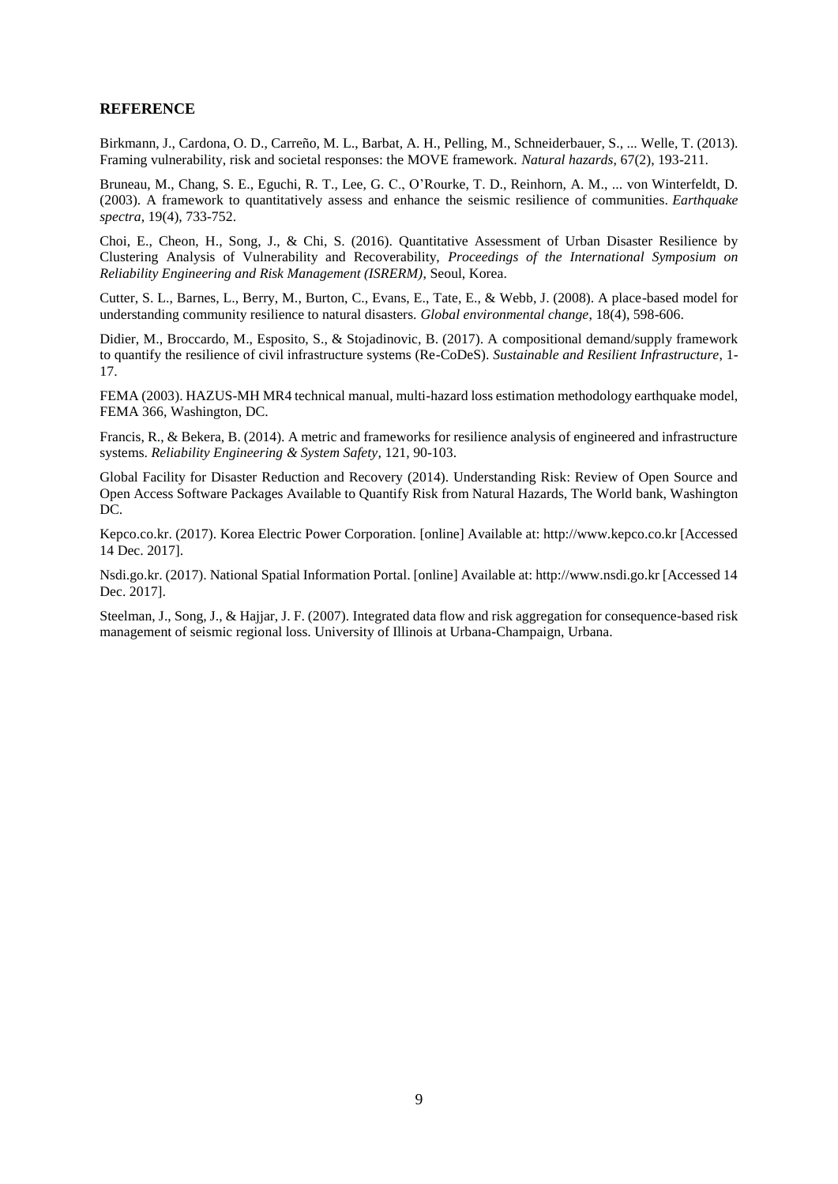## REFERENCE

Birkmann, J., Cardona, O. D., Carreño, M. L., Barbat, A. H., Pelling, M., Schneiderbauer, S., ... Welle, T. (2013). Framing vulnerability, risk and societal responses: the MOVE framework. *Natural hazards*, 67(2), 193-211.

Bruneau, M., Chang, S. E., Eguchi, R. T., Lee, G. C., O'Rourke, T. D., Reinhorn, A. M., ... von Winterfeldt, D. (2003). A framework to quantitatively assess and enhance the seismic resilience of communities. *Earthquake spectra*, 19(4), 733-752.

Choi, E., Cheon, H., Song, J., & Chi, S. (2016). Quantitative Assessment of Urban Disaster Resilience by Clustering Analysis of Vulnerability and Recoverability, *Proceedings of the International Symposium on Reliability Engineering and Risk Management (ISRERM)*, Seoul, Korea.

Cutter, S. L., Barnes, L., Berry, M., Burton, C., Evans, E., Tate, E., & Webb, J. (2008). A place-based model for understanding community resilience to natural disasters. *Global environmental change*, 18(4), 598-606.

Didier, M., Broccardo, M., Esposito, S., & Stojadinovic, B. (2017). A compositional demand/supply framework to quantify the resilience of civil infrastructure systems (Re-CoDeS). *Sustainable and Resilient Infrastructure*, 1-17.

FEMA (2003). HAZUS-MH MR4 technical manual, multi-hazard loss estimation methodology earthquake model, FEMA 366, Washington, DC.

Francis, R., & Bekera, B. (2014). A metric and frameworks for resilience analysis of engineered and infrastructure systems. *Reliability Engineering & System Safety*, 121, 90-103.

Global Facility for Disaster Reduction and Recovery (2014). Understanding Risk: Review of Open Source and Open Access Software Packages Available to Quantify Risk from Natural Hazards, The World bank, Washington DC.

Kepco.co.kr. (2017). Korea Electric Power Corporation. [online] Available at: http://www.kepco.co.kr [Accessed 14 Dec. 2017].

Nsdi.go.kr. (2017). National Spatial Information Portal. [online] Available at: http://www.nsdi.go.kr [Accessed 14 Dec. 2017].

Steelman, J., Song, J., & Hajjar, J. F. (2007). Integrated data flow and risk aggregation for consequence-based risk management of seismic regional loss. University of Illinois at Urbana-Champaign, Urbana.